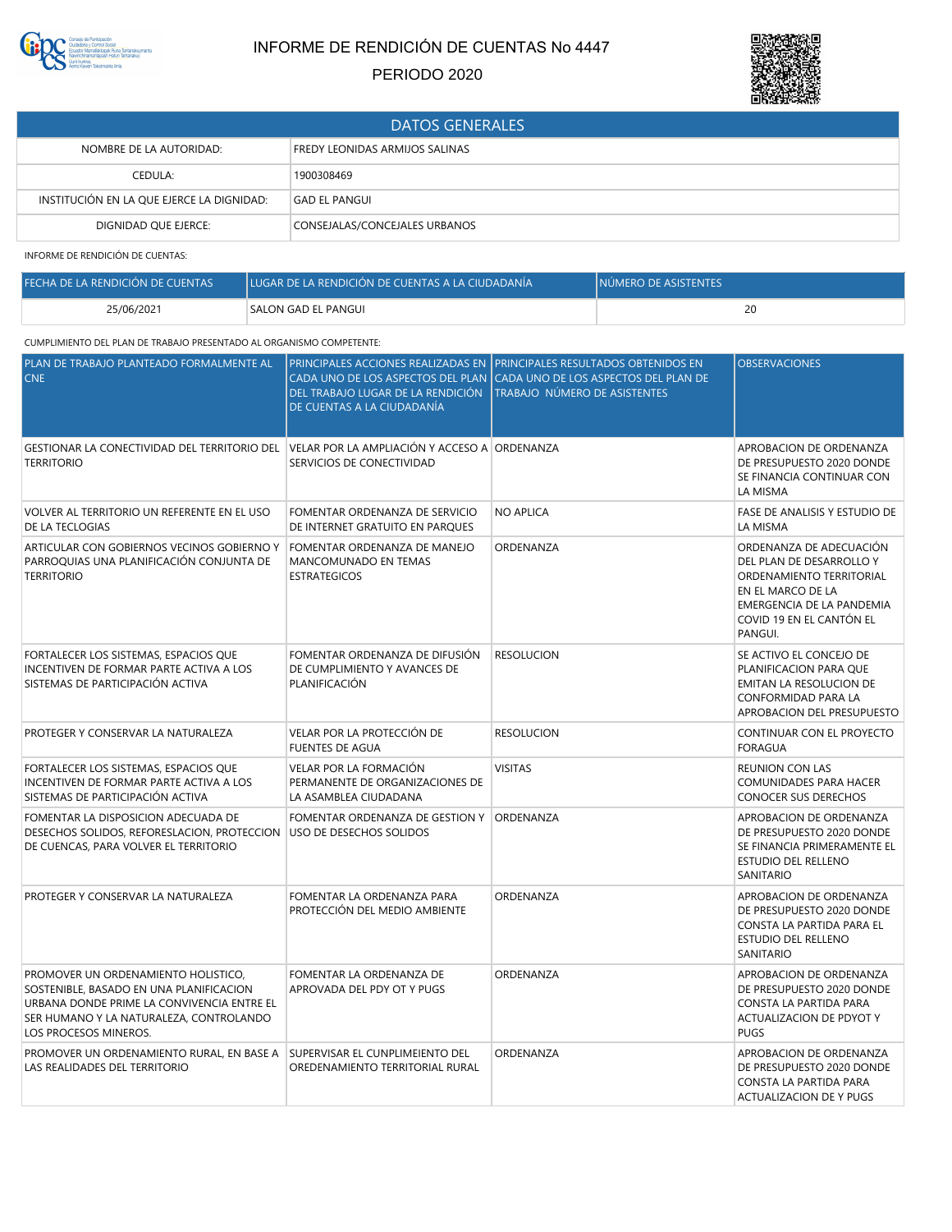# INFORME DE RENDICIÓN DE CUENTAS No 4447

## PERIODO 2020

| DATOS GENERALES | |
|---|---|
| NOMBRE DE LA AUTORIDAD: | FREDY LEONIDAS ARMIJOS SALINAS |
| CEDULA: | 1900308469 |
| INSTITUCIÓN EN LA QUE EJERCE LA DIGNIDAD: | GAD EL PANGUI |
| DIGNIDAD QUE EJERCE: | CONSEJALAS/CONCEJALES URBANOS |

INFORME DE RENDICIÓN DE CUENTAS:

| FECHA DE LA RENDICIÓN DE CUENTAS | LUGAR DE LA RENDICIÓN DE CUENTAS A LA CIUDADANÍA | NÚMERO DE ASISTENTES |
|---|---|---|
| 25/06/2021 | SALON GAD EL PANGUI | 20 |

CUMPLIMIENTO DEL PLAN DE TRABAJO PRESENTADO AL ORGANISMO COMPETENTE:

| PLAN DE TRABAJO PLANTEADO FORMALMENTE AL CNE | PRINCIPALES ACCIONES REALIZADAS EN CADA UNO DE LOS ASPECTOS DEL PLAN DEL TRABAJO LUGAR DE LA RENDICIÓN DE CUENTAS A LA CIUDADANÍA | PRINCIPALES RESULTADOS OBTENIDOS EN CADA UNO DE LOS ASPECTOS DEL PLAN DE TRABAJO NÚMERO DE ASISTENTES | OBSERVACIONES |
|---|---|---|---|
| GESTIONAR LA CONECTIVIDAD DEL TERRITORIO DEL TERRITORIO | VELAR POR LA AMPLIACIÓN Y ACCESO A SERVICIOS DE CONECTIVIDAD | ORDENANZA | APROBACION DE ORDENANZA DE PRESUPUESTO 2020 DONDE SE FINANCIA CONTINUAR CON LA MISMA |
| VOLVER AL TERRITORIO UN REFERENTE EN EL USO DE LA TECLOGIAS | FOMENTAR ORDENANZA DE SERVICIO DE INTERNET GRATUITO EN PARQUES | NO APLICA | FASE DE ANALISIS Y ESTUDIO DE LA MISMA |
| ARTICULAR CON GOBIERNOS VECINOS GOBIERNO Y PARROQUIAS UNA PLANIFICACIÓN CONJUNTA DE TERRITORIO | FOMENTAR ORDENANZA DE MANEJO MANCOMUNADO EN TEMAS ESTRATEGICOS | ORDENANZA | ORDENANZA DE ADECUACIÓN DEL PLAN DE DESARROLLO Y ORDENAMIENTO TERRITORIAL EN EL MARCO DE LA EMERGENCIA DE LA PANDEMIA COVID 19 EN EL CANTÓN EL PANGUI. |
| FORTALECER LOS SISTEMAS, ESPACIOS QUE INCENTIVEN DE FORMAR PARTE ACTIVA A LOS SISTEMAS DE PARTICIPACIÓN ACTIVA | FOMENTAR ORDENANZA DE DIFUSIÓN DE CUMPLIMIENTO Y AVANCES DE PLANIFICACIÓN | RESOLUCION | SE ACTIVO EL CONCEJO DE PLANIFICACION PARA QUE EMITAN LA RESOLUCION DE CONFORMIDAD PARA LA APROBACION DEL PRESUPUESTO |
| PROTEGER Y CONSERVAR LA NATURALEZA | VELAR POR LA PROTECCIÓN DE FUENTES DE AGUA | RESOLUCION | CONTINUAR CON EL PROYECTO FORAGUA |
| FORTALECER LOS SISTEMAS, ESPACIOS QUE INCENTIVEN DE FORMAR PARTE ACTIVA A LOS SISTEMAS DE PARTICIPACIÓN ACTIVA | VELAR POR LA FORMACIÓN PERMANENTE DE ORGANIZACIONES DE LA ASAMBLEA CIUDADANA | VISITAS | REUNION CON LAS COMUNIDADES PARA HACER CONOCER SUS DERECHOS |
| FOMENTAR LA DISPOSICION ADECUADA DE DESECHOS SOLIDOS, REFORESLACION, PROTECCION DE CUENCAS, PARA VOLVER EL TERRITORIO | FOMENTAR ORDENANZA DE GESTION Y USO DE DESECHOS SOLIDOS | ORDENANZA | APROBACION DE ORDENANZA DE PRESUPUESTO 2020 DONDE SE FINANCIA PRIMERAMENTE EL ESTUDIO DEL RELLENO SANITARIO |
| PROTEGER Y CONSERVAR LA NATURALEZA | FOMENTAR LA ORDENANZA PARA PROTECCIÓN DEL MEDIO AMBIENTE | ORDENANZA | APROBACION DE ORDENANZA DE PRESUPUESTO 2020 DONDE CONSTA LA PARTIDA PARA EL ESTUDIO DEL RELLENO SANITARIO |
| PROMOVER UN ORDENAMIENTO HOLISTICO, SOSTENIBLE, BASADO EN UNA PLANIFICACION URBANA DONDE PRIME LA CONVIVENCIA ENTRE EL SER HUMANO Y LA NATURALEZA, CONTROLANDO LOS PROCESOS MINEROS. | FOMENTAR LA ORDENANZA DE APROVADA DEL PDY OT Y PUGS | ORDENANZA | APROBACION DE ORDENANZA DE PRESUPUESTO 2020 DONDE CONSTA LA PARTIDA PARA ACTUALIZACION DE PDYOT Y PUGS |
| PROMOVER UN ORDENAMIENTO RURAL, EN BASE A LAS REALIDADES DEL TERRITORIO | SUPERVISAR EL CUNPLIMEIENTO DEL OREDENAMIENTO TERRITORIAL RURAL | ORDENANZA | APROBACION DE ORDENANZA DE PRESUPUESTO 2020 DONDE CONSTA LA PARTIDA PARA ACTUALIZACION DE Y PUGS |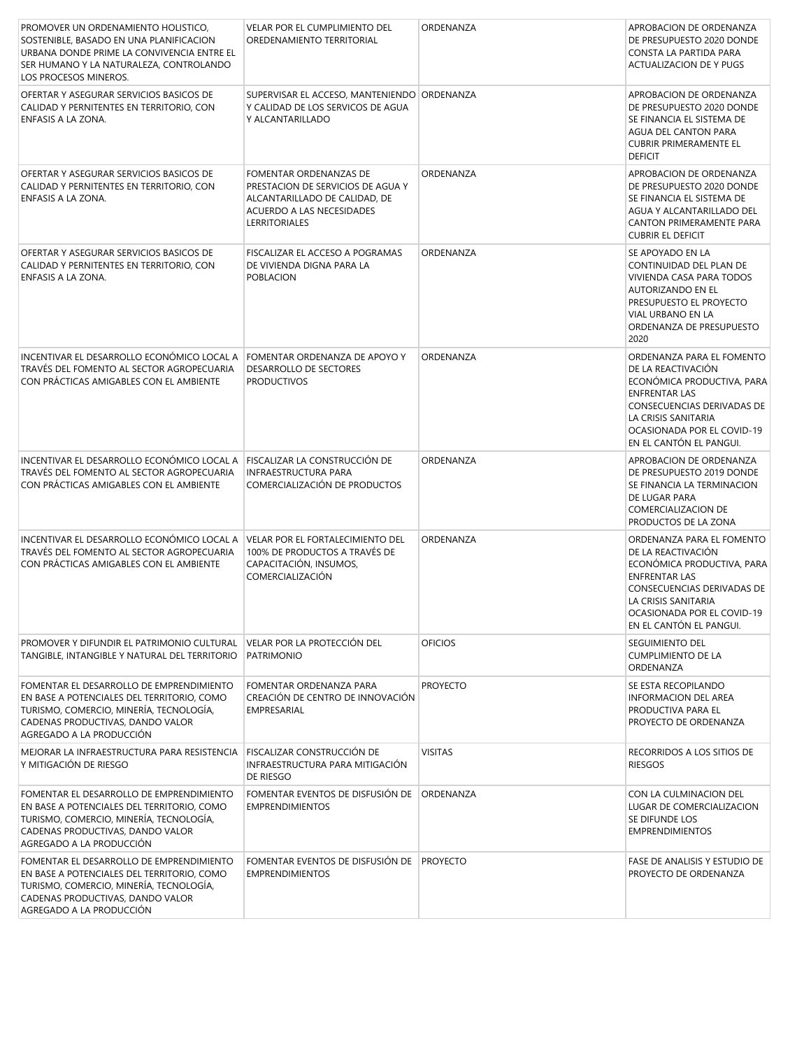| | | | |
|---|---|---|---|
| PROMOVER UN ORDENAMIENTO HOLISTICO, SOSTENIBLE, BASADO EN UNA PLANIFICACION URBANA DONDE PRIME LA CONVIVENCIA ENTRE EL SER HUMANO Y LA NATURALEZA, CONTROLANDO LOS PROCESOS MINEROS. | VELAR POR EL CUMPLIMIENTO DEL OREDENAMIENTO TERRITORIAL | ORDENANZA | APROBACION DE ORDENANZA DE PRESUPUESTO 2020 DONDE CONSTA LA PARTIDA PARA ACTUALIZACION DE Y PUGS |
| OFERTAR Y ASEGURAR SERVICIOS BASICOS DE CALIDAD Y PERNITENTES EN TERRITORIO, CON ENFASIS A LA ZONA. | SUPERVISAR EL ACCESO, MANTENIENDO Y CALIDAD DE LOS SERVICOS DE AGUA Y ALCANTARILLADO | ORDENANZA | APROBACION DE ORDENANZA DE PRESUPUESTO 2020 DONDE SE FINANCIA EL SISTEMA DE AGUA DEL CANTON PARA CUBRIR PRIMERAMENTE EL DEFICIT |
| OFERTAR Y ASEGURAR SERVICIOS BASICOS DE CALIDAD Y PERNITENTES EN TERRITORIO, CON ENFASIS A LA ZONA. | FOMENTAR ORDENANZAS DE PRESTACION DE SERVICIOS DE AGUA Y ALCANTARILLADO DE CALIDAD, DE ACUERDO A LAS NECESIDADES LERRITORIALES | ORDENANZA | APROBACION DE ORDENANZA DE PRESUPUESTO 2020 DONDE SE FINANCIA EL SISTEMA DE AGUA Y ALCANTARILLADO DEL CANTON PRIMERAMENTE PARA CUBRIR EL DEFICIT |
| OFERTAR Y ASEGURAR SERVICIOS BASICOS DE CALIDAD Y PERNITENTES EN TERRITORIO, CON ENFASIS A LA ZONA. | FISCALIZAR EL ACCESO A POGRAMAS DE VIVIENDA DIGNA PARA LA POBLACION | ORDENANZA | SE APOYADO EN LA CONTINUIDAD DEL PLAN DE VIVIENDA CASA PARA TODOS AUTORIZANDO EN EL PRESUPUESTO EL PROYECTO VIAL URBANO EN LA ORDENANZA DE PRESUPUESTO 2020 |
| INCENTIVAR EL DESARROLLO ECONÓMICO LOCAL A TRAVÉS DEL FOMENTO AL SECTOR AGROPECUARIA CON PRÁCTICAS AMIGABLES CON EL AMBIENTE | FOMENTAR ORDENANZA DE APOYO Y DESARROLLO DE SECTORES PRODUCTIVOS | ORDENANZA | ORDENANZA PARA EL FOMENTO DE LA REACTIVACIÓN ECONÓMICA PRODUCTIVA, PARA ENFRENTAR LAS CONSECUENCIAS DERIVADAS DE LA CRISIS SANITARIA OCASIONADA POR EL COVID-19 EN EL CANTÓN EL PANGUI. |
| INCENTIVAR EL DESARROLLO ECONÓMICO LOCAL A TRAVÉS DEL FOMENTO AL SECTOR AGROPECUARIA CON PRÁCTICAS AMIGABLES CON EL AMBIENTE | FISCALIZAR LA CONSTRUCCIÓN DE INFRAESTRUCTURA PARA COMERCIALIZACIÓN DE PRODUCTOS | ORDENANZA | APROBACION DE ORDENANZA DE PRESUPUESTO 2019 DONDE SE FINANCIA LA TERMINACION DE LUGAR PARA COMERCIALIZACION DE PRODUCTOS DE LA ZONA |
| INCENTIVAR EL DESARROLLO ECONÓMICO LOCAL A TRAVÉS DEL FOMENTO AL SECTOR AGROPECUARIA CON PRÁCTICAS AMIGABLES CON EL AMBIENTE | VELAR POR EL FORTALECIMIENTO DEL 100% DE PRODUCTOS A TRAVÉS DE CAPACITACIÓN, INSUMOS, COMERCIALIZACIÓN | ORDENANZA | ORDENANZA PARA EL FOMENTO DE LA REACTIVACIÓN ECONÓMICA PRODUCTIVA, PARA ENFRENTAR LAS CONSECUENCIAS DERIVADAS DE LA CRISIS SANITARIA OCASIONADA POR EL COVID-19 EN EL CANTÓN EL PANGUI. |
| PROMOVER Y DIFUNDIR EL PATRIMONIO CULTURAL TANGIBLE, INTANGIBLE Y NATURAL DEL TERRITORIO | VELAR POR LA PROTECCIÓN DEL PATRIMONIO | OFICIOS | SEGUIMIENTO DEL CUMPLIMIENTO DE LA ORDENANZA |
| FOMENTAR EL DESARROLLO DE EMPRENDIMIENTO EN BASE A POTENCIALES DEL TERRITORIO, COMO TURISMO, COMERCIO, MINERÍA, TECNOLOGÍA, CADENAS PRODUCTIVAS, DANDO VALOR AGREGADO A LA PRODUCCIÓN | FOMENTAR ORDENANZA PARA CREACIÓN DE CENTRO DE INNOVACIÓN EMPRESARIAL | PROYECTO | SE ESTA RECOPILANDO INFORMACION DEL AREA PRODUCTIVA PARA EL PROYECTO DE ORDENANZA |
| MEJORAR LA INFRAESTRUCTURA PARA RESISTENCIA Y MITIGACIÓN DE RIESGO | FISCALIZAR CONSTRUCCIÓN DE INFRAESTRUCTURA PARA MITIGACIÓN DE RIESGO | VISITAS | RECORRIDOS A LOS SITIOS DE RIESGOS |
| FOMENTAR EL DESARROLLO DE EMPRENDIMIENTO EN BASE A POTENCIALES DEL TERRITORIO, COMO TURISMO, COMERCIO, MINERÍA, TECNOLOGÍA, CADENAS PRODUCTIVAS, DANDO VALOR AGREGADO A LA PRODUCCIÓN | FOMENTAR EVENTOS DE DISFUSIÓN DE EMPRENDIMIENTOS | ORDENANZA | CON LA CULMINACION DEL LUGAR DE COMERCIALIZACION SE DIFUNDE LOS EMPRENDIMIENTOS |
| FOMENTAR EL DESARROLLO DE EMPRENDIMIENTO EN BASE A POTENCIALES DEL TERRITORIO, COMO TURISMO, COMERCIO, MINERÍA, TECNOLOGÍA, CADENAS PRODUCTIVAS, DANDO VALOR AGREGADO A LA PRODUCCIÓN | FOMENTAR EVENTOS DE DISFUSIÓN DE EMPRENDIMIENTOS | PROYECTO | FASE DE ANALISIS Y ESTUDIO DE PROYECTO DE ORDENANZA |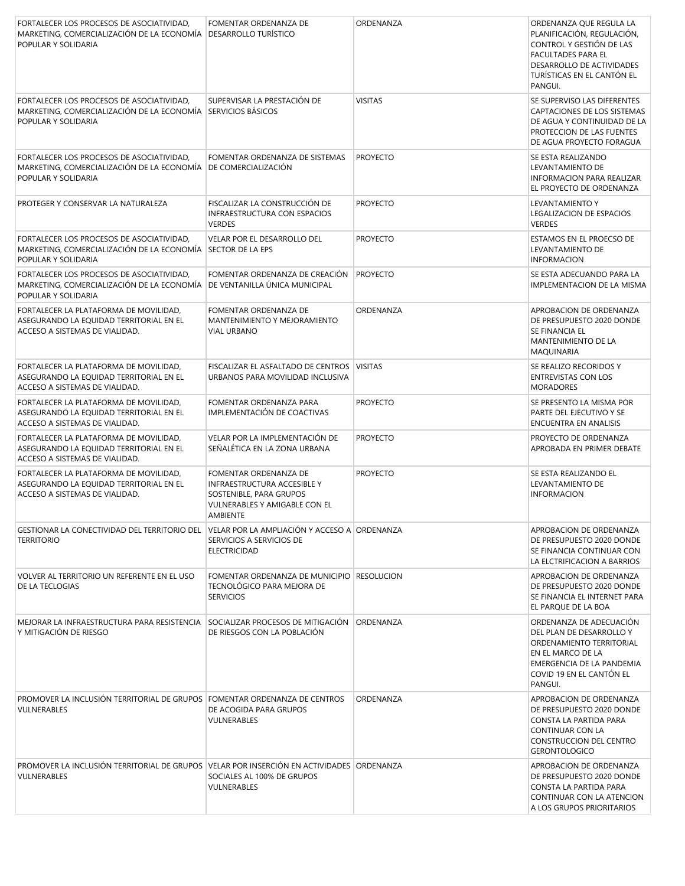| | | | |
|---|---|---|---|
| FORTALECER LOS PROCESOS DE ASOCIATIVIDAD, MARKETING, COMERCIALIZACIÓN DE LA ECONOMÍA POPULAR Y SOLIDARIA | FOMENTAR ORDENANZA DE DESARROLLO TURÍSTICO | ORDENANZA | ORDENANZA QUE REGULA LA PLANIFICACIÓN, REGULACIÓN, CONTROL Y GESTIÓN DE LAS FACULTADES PARA EL DESARROLLO DE ACTIVIDADES TURÍSTICAS EN EL CANTÓN EL PANGUI. |
| FORTALECER LOS PROCESOS DE ASOCIATIVIDAD, MARKETING, COMERCIALIZACIÓN DE LA ECONOMÍA POPULAR Y SOLIDARIA | SUPERVISAR LA PRESTACIÓN DE SERVICIOS BÁSICOS | VISITAS | SE SUPERVISO LAS DIFERENTES CAPTACIONES DE LOS SISTEMAS DE AGUA Y CONTINUIDAD DE LA PROTECCION DE LAS FUENTES DE AGUA PROYECTO FORAGUA |
| FORTALECER LOS PROCESOS DE ASOCIATIVIDAD, MARKETING, COMERCIALIZACIÓN DE LA ECONOMÍA POPULAR Y SOLIDARIA | FOMENTAR ORDENANZA DE SISTEMAS DE COMERCIALIZACIÓN | PROYECTO | SE ESTA REALIZANDO LEVANTAMIENTO DE INFORMACION PARA REALIZAR EL PROYECTO DE ORDENANZA |
| PROTEGER Y CONSERVAR LA NATURALEZA | FISCALIZAR LA CONSTRUCCIÓN DE INFRAESTRUCTURA CON ESPACIOS VERDES | PROYECTO | LEVANTAMIENTO Y LEGALIZACION DE ESPACIOS VERDES |
| FORTALECER LOS PROCESOS DE ASOCIATIVIDAD, MARKETING, COMERCIALIZACIÓN DE LA ECONOMÍA POPULAR Y SOLIDARIA | VELAR POR EL DESARROLLO DEL SECTOR DE LA EPS | PROYECTO | ESTAMOS EN EL PROECSO DE LEVANTAMIENTO DE INFORMACION |
| FORTALECER LOS PROCESOS DE ASOCIATIVIDAD, MARKETING, COMERCIALIZACIÓN DE LA ECONOMÍA POPULAR Y SOLIDARIA | FOMENTAR ORDENANZA DE CREACIÓN DE VENTANILLA ÚNICA MUNICIPAL | PROYECTO | SE ESTA ADECUANDO PARA LA IMPLEMENTACION DE LA MISMA |
| FORTALECER LA PLATAFORMA DE MOVILIDAD, ASEGURANDO LA EQUIDAD TERRITORIAL EN EL ACCESO A SISTEMAS DE VIALIDAD. | FOMENTAR ORDENANZA DE MANTENIMIENTO Y MEJORAMIENTO VIAL URBANO | ORDENANZA | APROBACION DE ORDENANZA DE PRESUPUESTO 2020 DONDE SE FINANCIA EL MANTENIMIENTO DE LA MAQUINARIA |
| FORTALECER LA PLATAFORMA DE MOVILIDAD, ASEGURANDO LA EQUIDAD TERRITORIAL EN EL ACCESO A SISTEMAS DE VIALIDAD. | FISCALIZAR EL ASFALTADO DE CENTROS URBANOS PARA MOVILIDAD INCLUSIVA | VISITAS | SE REALIZO RECORIDOS Y ENTREVISTAS CON LOS MORADORES |
| FORTALECER LA PLATAFORMA DE MOVILIDAD, ASEGURANDO LA EQUIDAD TERRITORIAL EN EL ACCESO A SISTEMAS DE VIALIDAD. | FOMENTAR ORDENANZA PARA IMPLEMENTACIÓN DE COACTIVAS | PROYECTO | SE PRESENTO LA MISMA POR PARTE DEL EJECUTIVO Y SE ENCUENTRA EN ANALISIS |
| FORTALECER LA PLATAFORMA DE MOVILIDAD, ASEGURANDO LA EQUIDAD TERRITORIAL EN EL ACCESO A SISTEMAS DE VIALIDAD. | VELAR POR LA IMPLEMENTACIÓN DE SEÑALÉTICA EN LA ZONA URBANA | PROYECTO | PROYECTO DE ORDENANZA APROBADA EN PRIMER DEBATE |
| FORTALECER LA PLATAFORMA DE MOVILIDAD, ASEGURANDO LA EQUIDAD TERRITORIAL EN EL ACCESO A SISTEMAS DE VIALIDAD. | FOMENTAR ORDENANZA DE INFRAESTRUCTURA ACCESIBLE Y SOSTENIBLE, PARA GRUPOS VULNERABLES Y AMIGABLE CON EL AMBIENTE | PROYECTO | SE ESTA REALIZANDO EL LEVANTAMIENTO DE INFORMACION |
| GESTIONAR LA CONECTIVIDAD DEL TERRITORIO DEL TERRITORIO | VELAR POR LA AMPLIACIÓN Y ACCESO A SERVICIOS A SERVICIOS DE ELECTRICIDAD | ORDENANZA | APROBACION DE ORDENANZA DE PRESUPUESTO 2020 DONDE SE FINANCIA CONTINUAR CON LA ELCTRIFICACION A BARRIOS |
| VOLVER AL TERRITORIO UN REFERENTE EN EL USO DE LA TECLOGIAS | FOMENTAR ORDENANZA DE MUNICIPIO TECNOLÓGICO PARA MEJORA DE SERVICIOS | RESOLUCION | APROBACION DE ORDENANZA DE PRESUPUESTO 2020 DONDE SE FINANCIA EL INTERNET PARA EL PARQUE DE LA BOA |
| MEJORAR LA INFRAESTRUCTURA PARA RESISTENCIA Y MITIGACIÓN DE RIESGO | SOCIALIZAR PROCESOS DE MITIGACIÓN DE RIESGOS CON LA POBLACIÓN | ORDENANZA | ORDENANZA DE ADECUACIÓN DEL PLAN DE DESARROLLO Y ORDENAMIENTO TERRITORIAL EN EL MARCO DE LA EMERGENCIA DE LA PANDEMIA COVID 19 EN EL CANTÓN EL PANGUI. |
| PROMOVER LA INCLUSIÓN TERRITORIAL DE GRUPOS VULNERABLES | FOMENTAR ORDENANZA DE CENTROS DE ACOGIDA PARA GRUPOS VULNERABLES | ORDENANZA | APROBACION DE ORDENANZA DE PRESUPUESTO 2020 DONDE CONSTA LA PARTIDA PARA CONTINUAR CON LA CONSTRUCCION DEL CENTRO GERONTOLOGICO |
| PROMOVER LA INCLUSIÓN TERRITORIAL DE GRUPOS VULNERABLES | VELAR POR INSERCIÓN EN ACTIVIDADES SOCIALES AL 100% DE GRUPOS VULNERABLES | ORDENANZA | APROBACION DE ORDENANZA DE PRESUPUESTO 2020 DONDE CONSTA LA PARTIDA PARA CONTINUAR CON LA ATENCION A LOS GRUPOS PRIORITARIOS |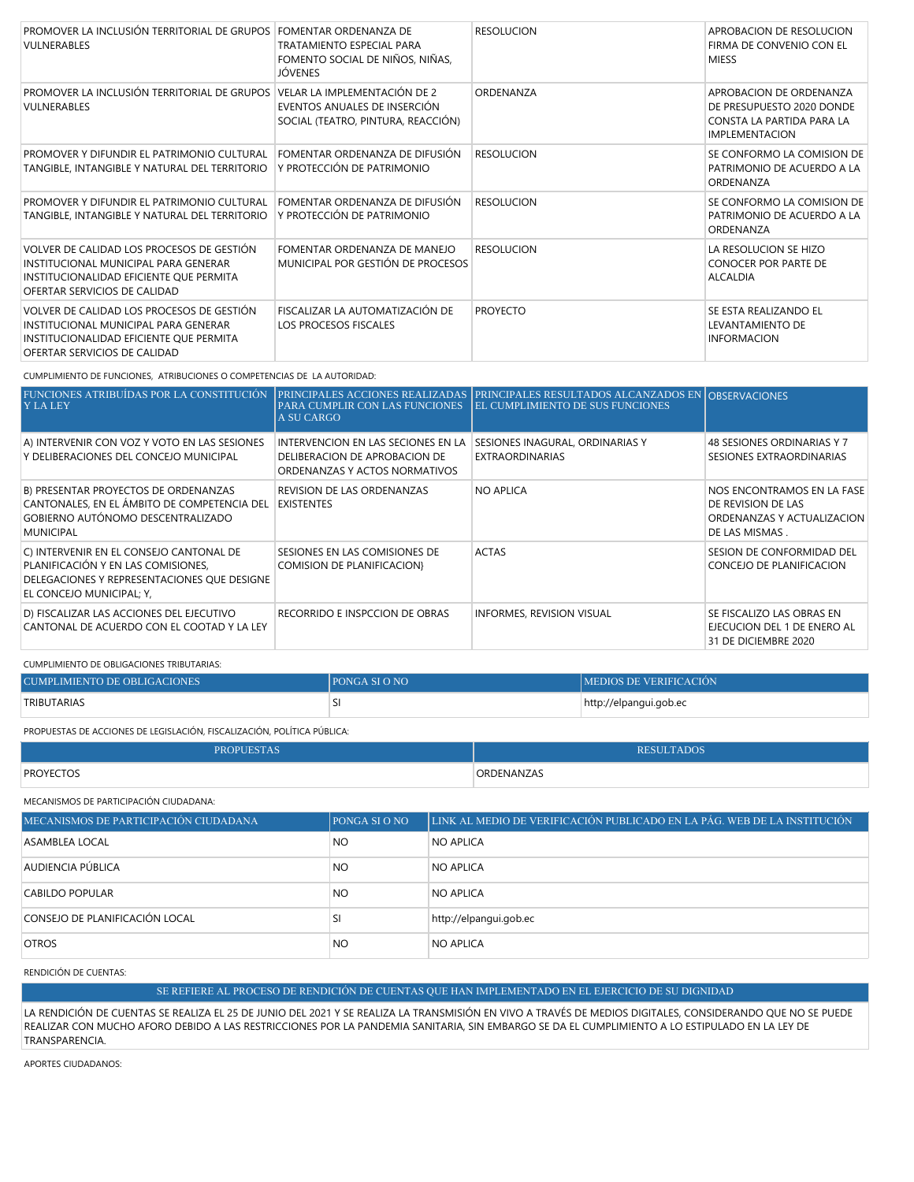| | | | |
|---|---|---|---|
| PROMOVER LA INCLUSIÓN TERRITORIAL DE GRUPOS VULNERABLES | FOMENTAR ORDENANZA DE TRATAMIENTO ESPECIAL PARA FOMENTO SOCIAL DE NIÑOS, NIÑAS, JÓVENES | RESOLUCION | APROBACION DE RESOLUCION FIRMA DE CONVENIO CON EL MIESS |
| PROMOVER LA INCLUSIÓN TERRITORIAL DE GRUPOS VULNERABLES | VELAR LA IMPLEMENTACIÓN DE 2 EVENTOS ANUALES DE INSERCIÓN SOCIAL (TEATRO, PINTURA, REACCIÓN) | ORDENANZA | APROBACION DE ORDENANZA DE PRESUPUESTO 2020 DONDE CONSTA LA PARTIDA PARA LA IMPLEMENTACION |
| PROMOVER Y DIFUNDIR EL PATRIMONIO CULTURAL TANGIBLE, INTANGIBLE Y NATURAL DEL TERRITORIO | FOMENTAR ORDENANZA DE DIFUSIÓN Y PROTECCIÓN DE PATRIMONIO | RESOLUCION | SE CONFORMO LA COMISION DE PATRIMONIO DE ACUERDO A LA ORDENANZA |
| PROMOVER Y DIFUNDIR EL PATRIMONIO CULTURAL TANGIBLE, INTANGIBLE Y NATURAL DEL TERRITORIO | FOMENTAR ORDENANZA DE DIFUSIÓN Y PROTECCIÓN DE PATRIMONIO | RESOLUCION | SE CONFORMO LA COMISION DE PATRIMONIO DE ACUERDO A LA ORDENANZA |
| VOLVER DE CALIDAD LOS PROCESOS DE GESTIÓN INSTITUCIONAL MUNICIPAL PARA GENERAR INSTITUCIONALIDAD EFICIENTE QUE PERMITA OFERTAR SERVICIOS DE CALIDAD | FOMENTAR ORDENANZA DE MANEJO MUNICIPAL POR GESTIÓN DE PROCESOS | RESOLUCION | LA RESOLUCION SE HIZO CONOCER POR PARTE DE ALCALDIA |
| VOLVER DE CALIDAD LOS PROCESOS DE GESTIÓN INSTITUCIONAL MUNICIPAL PARA GENERAR INSTITUCIONALIDAD EFICIENTE QUE PERMITA OFERTAR SERVICIOS DE CALIDAD | FISCALIZAR LA AUTOMATIZACIÓN DE LOS PROCESOS FISCALES | PROYECTO | SE ESTA REALIZANDO EL LEVANTAMIENTO DE INFORMACION |

CUMPLIMIENTO DE FUNCIONES, ATRIBUCIONES O COMPETENCIAS DE LA AUTORIDAD:

| FUNCIONES ATRIBUÍDAS POR LA CONSTITUCIÓN Y LA LEY | PRINCIPALES ACCIONES REALIZADAS PARA CUMPLIR CON LAS FUNCIONES A SU CARGO | PRINCIPALES RESULTADOS ALCANZADOS EN EL CUMPLIMIENTO DE SUS FUNCIONES | OBSERVACIONES |
|---|---|---|---|
| A) INTERVENIR CON VOZ Y VOTO EN LAS SESIONES Y DELIBERACIONES DEL CONCEJO MUNICIPAL | INTERVENCION EN LAS SECIONES EN LA DELIBERACION DE APROBACION DE ORDENANZAS Y ACTOS NORMATIVOS | SESIONES INAGURAL, ORDINARIAS Y EXTRAORDINARIAS | 48 SESIONES ORDINARIAS Y 7 SESIONES EXTRAORDINARIAS |
| B) PRESENTAR PROYECTOS DE ORDENANZAS CANTONALES, EN EL ÁMBITO DE COMPETENCIA DEL GOBIERNO AUTÓNOMO DESCENTRALIZADO MUNICIPAL | REVISION DE LAS ORDENANZAS EXISTENTES | NO APLICA | NOS ENCONTRAMOS EN LA FASE DE REVISION DE LAS ORDENANZAS Y ACTUALIZACION DE LAS MISMAS . |
| C) INTERVENIR EN EL CONSEJO CANTONAL DE PLANIFICACIÓN Y EN LAS COMISIONES, DELEGACIONES Y REPRESENTACIONES QUE DESIGNE EL CONCEJO MUNICIPAL; Y, | SESIONES EN LAS COMISIONES DE COMISION DE PLANIFICACION} | ACTAS | SESION DE CONFORMIDAD DEL CONCEJO DE PLANIFICACION |
| D) FISCALIZAR LAS ACCIONES DEL EJECUTIVO CANTONAL DE ACUERDO CON EL COOTAD Y LA LEY | RECORRIDO E INSPCCION DE OBRAS | INFORMES, REVISION VISUAL | SE FISCALIZO LAS OBRAS EN EJECUCION DEL 1 DE ENERO AL 31 DE DICIEMBRE 2020 |

CUMPLIMIENTO DE OBLIGACIONES TRIBUTARIAS:

| CUMPLIMIENTO DE OBLIGACIONES | PONGA SI O NO | MEDIOS DE VERIFICACIÓN |
|---|---|---|
| TRIBUTARIAS | SI | http://elpangui.gob.ec |

PROPUESTAS DE ACCIONES DE LEGISLACIÓN, FISCALIZACIÓN, POLÍTICA PÚBLICA:

| PROPUESTAS | RESULTADOS |
|---|---|
| PROYECTOS | ORDENANZAS |

MECANISMOS DE PARTICIPACIÓN CIUDADANA:

| MECANISMOS DE PARTICIPACIÓN CIUDADANA | PONGA SI O NO | LINK AL MEDIO DE VERIFICACIÓN PUBLICADO EN LA PÁG. WEB DE LA INSTITUCIÓN |
|---|---|---|
| ASAMBLEA LOCAL | NO | NO APLICA |
| AUDIENCIA PÚBLICA | NO | NO APLICA |
| CABILDO POPULAR | NO | NO APLICA |
| CONSEJO DE PLANIFICACIÓN LOCAL | SI | http://elpangui.gob.ec |
| OTROS | NO | NO APLICA |

RENDICIÓN DE CUENTAS:

| SE REFIERE AL PROCESO DE RENDICIÓN DE CUENTAS QUE HAN IMPLEMENTADO EN EL EJERCICIO DE SU DIGNIDAD |
|---|
| LA RENDICIÓN DE CUENTAS SE REALIZA EL 25 DE JUNIO DEL 2021 Y SE REALIZA LA TRANSMISIÓN EN VIVO A TRAVÉS DE MEDIOS DIGITALES, CONSIDERANDO QUE NO SE PUEDE REALIZAR CON MUCHO AFORO DEBIDO A LAS RESTRICCIONES POR LA PANDEMIA SANITARIA, SIN EMBARGO SE DA EL CUMPLIMIENTO A LO ESTIPULADO EN LA LEY DE TRANSPARENCIA. |

APORTES CIUDADANOS: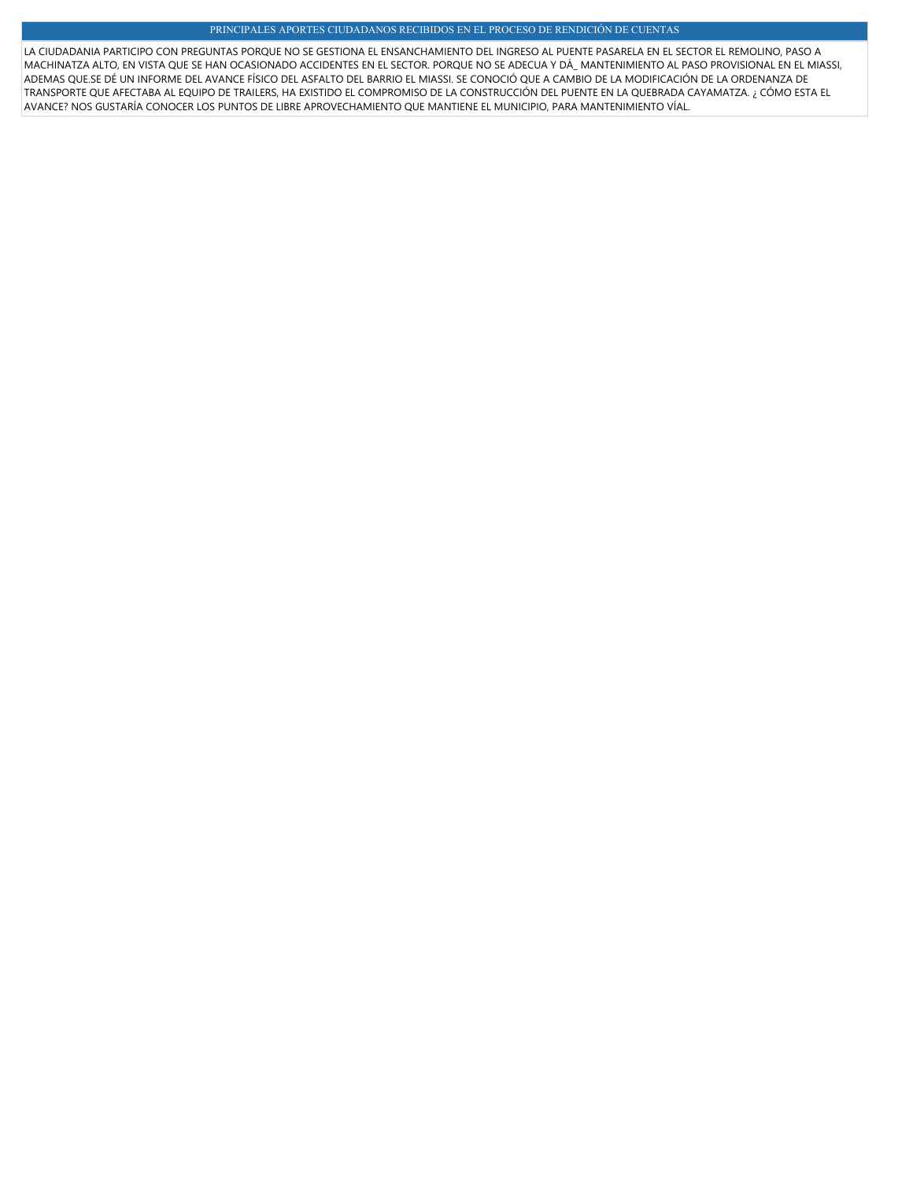| PRINCIPALES APORTES CIUDADANOS RECIBIDOS EN EL PROCESO DE RENDICIÓN DE CUENTAS |
| --- |
| LA CIUDADANIA PARTICIPO CON PREGUNTAS PORQUE NO SE GESTIONA EL ENSANCHAMIENTO DEL INGRESO AL PUENTE PASARELA EN EL SECTOR EL REMOLINO, PASO A MACHINATZA ALTO, EN VISTA QUE SE HAN OCASIONADO ACCIDENTES EN EL SECTOR. PORQUE NO SE ADECUA Y DÁ_ MANTENIMIENTO AL PASO PROVISIONAL EN EL MIASSI, ADEMAS QUE.SE DÉ UN INFORME DEL AVANCE FÍSICO DEL ASFALTO DEL BARRIO EL MIASSI. SE CONOCIÓ QUE A CAMBIO DE LA MODIFICACIÓN DE LA ORDENANZA DE TRANSPORTE QUE AFECTABA AL EQUIPO DE TRAILERS, HA EXISTIDO EL COMPROMISO DE LA CONSTRUCCIÓN DEL PUENTE EN LA QUEBRADA CAYAMATZA. ¿ CÓMO ESTA EL AVANCE? NOS GUSTARÍA CONOCER LOS PUNTOS DE LIBRE APROVECHAMIENTO QUE MANTIENE EL MUNICIPIO, PARA MANTENIMIENTO VÍAL. |